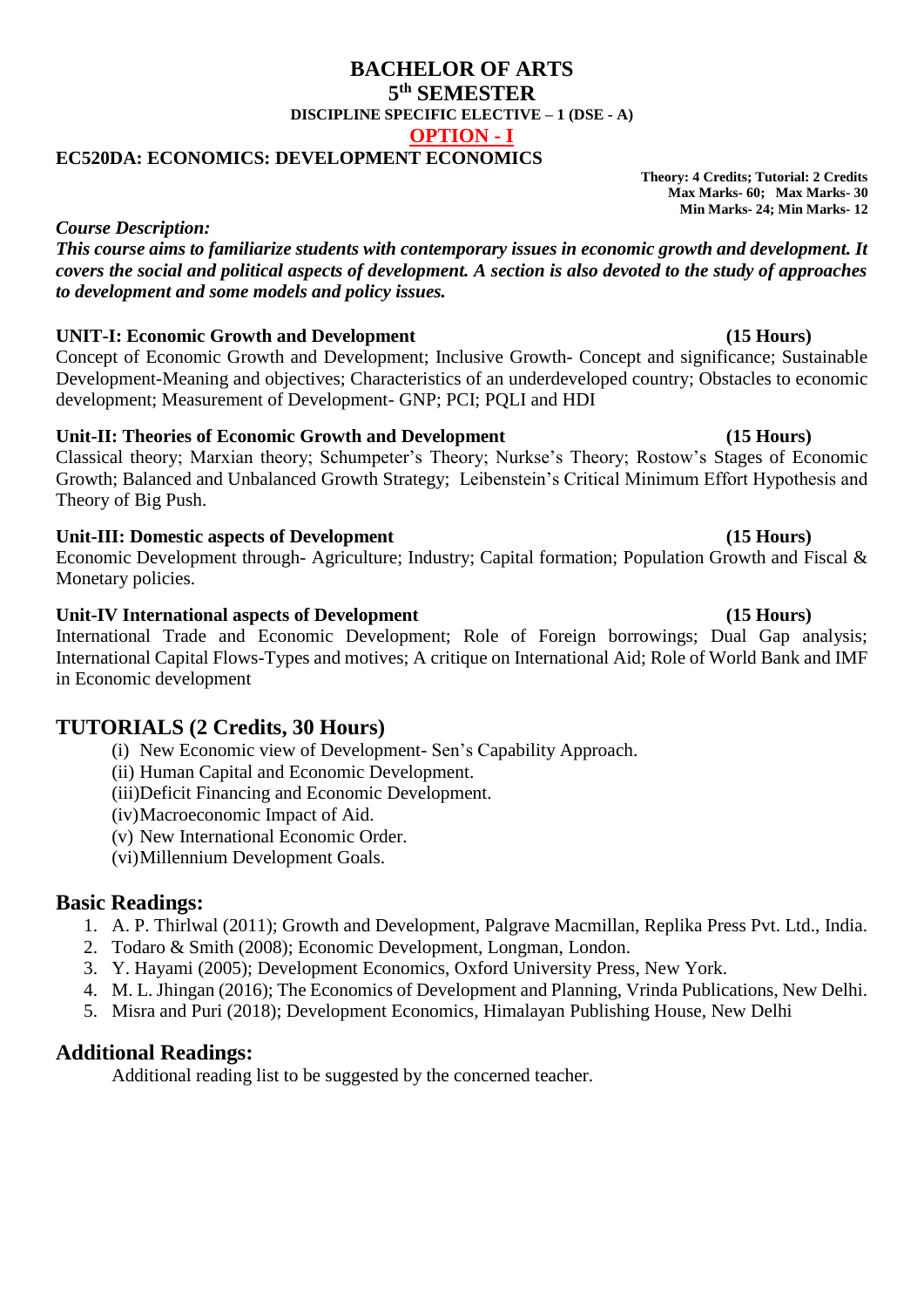# BACHELOR OF ARTS

## 5th SEMESTER

### DISCIPLINE SPECIFIC ELECTIVE – 1 (DSE - A)

### OPTION - I

### EC520DA: ECONOMICS: DEVELOPMENT ECONOMICS

**Theory: 4 Credits; Tutorial: 2 Credits**
**Max Marks- 60; Max Marks- 30**
**Min Marks- 24; Min Marks- 12**

***Course Description:***

***This course aims to familiarize students with contemporary issues in economic growth and development. It covers the social and political aspects of development. A section is also devoted to the study of approaches to development and some models and policy issues.***

**UNIT-I: Economic Growth and Development (15 Hours)**

Concept of Economic Growth and Development; Inclusive Growth- Concept and significance; Sustainable Development-Meaning and objectives; Characteristics of an underdeveloped country; Obstacles to economic development; Measurement of Development- GNP; PCI; PQLI and HDI

**Unit-II: Theories of Economic Growth and Development (15 Hours)**

Classical theory; Marxian theory; Schumpeter's Theory; Nurkse's Theory; Rostow's Stages of Economic Growth; Balanced and Unbalanced Growth Strategy; Leibenstein's Critical Minimum Effort Hypothesis and Theory of Big Push.

**Unit-III: Domestic aspects of Development (15 Hours)**

Economic Development through- Agriculture; Industry; Capital formation; Population Growth and Fiscal & Monetary policies.

**Unit-IV International aspects of Development (15 Hours)**

International Trade and Economic Development; Role of Foreign borrowings; Dual Gap analysis; International Capital Flows-Types and motives; A critique on International Aid; Role of World Bank and IMF in Economic development

## TUTORIALS (2 Credits, 30 Hours)

(i) New Economic view of Development- Sen's Capability Approach.
(ii) Human Capital and Economic Development.
(iii) Deficit Financing and Economic Development.
(iv) Macroeconomic Impact of Aid.
(v) New International Economic Order.
(vi) Millennium Development Goals.

## Basic Readings:

1. A. P. Thirlwal (2011); Growth and Development, Palgrave Macmillan, Replika Press Pvt. Ltd., India.
2. Todaro & Smith (2008); Economic Development, Longman, London.
3. Y. Hayami (2005); Development Economics, Oxford University Press, New York.
4. M. L. Jhingan (2016); The Economics of Development and Planning, Vrinda Publications, New Delhi.
5. Misra and Puri (2018); Development Economics, Himalayan Publishing House, New Delhi

## Additional Readings:

Additional reading list to be suggested by the concerned teacher.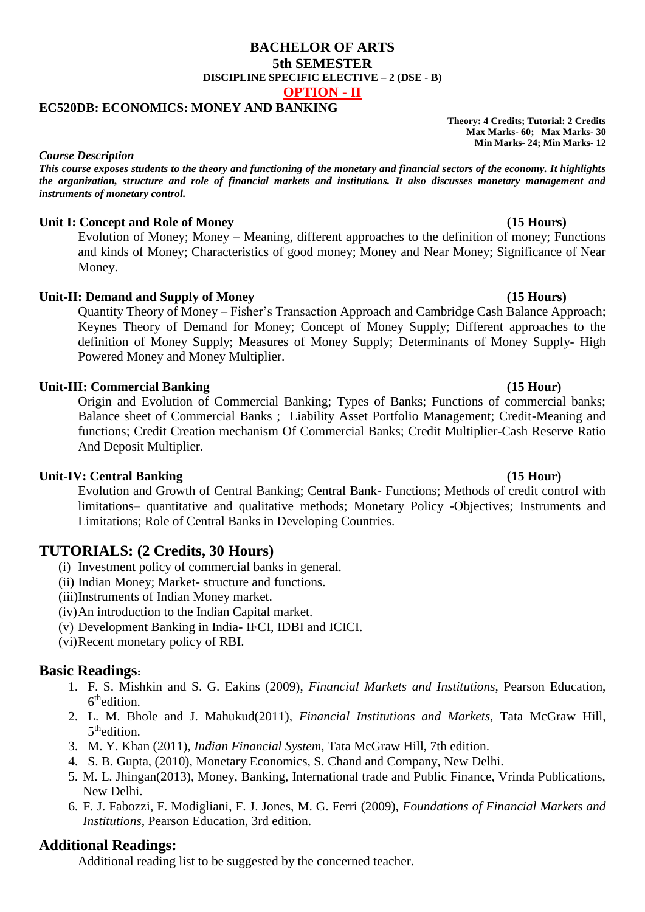**BACHELOR OF ARTS**

**5th SEMESTER**

**DISCIPLINE SPECIFIC ELECTIVE – 2 (DSE - B)**

**OPTION - II**

## EC520DB: ECONOMICS: MONEY AND BANKING

**Theory: 4 Credits; Tutorial: 2 Credits**
**Max Marks- 60; Max Marks- 30**
**Min Marks- 24; Min Marks- 12**

***Course Description***

***This course exposes students to the theory and functioning of the monetary and financial sectors of the economy. It highlights the organization, structure and role of financial markets and institutions. It also discusses monetary management and instruments of monetary control.***

### Unit I: Concept and Role of Money (15 Hours)

Evolution of Money; Money – Meaning, different approaches to the definition of money; Functions and kinds of Money; Characteristics of good money; Money and Near Money; Significance of Near Money.

### Unit-II: Demand and Supply of Money (15 Hours)

Quantity Theory of Money – Fisher's Transaction Approach and Cambridge Cash Balance Approach; Keynes Theory of Demand for Money; Concept of Money Supply; Different approaches to the definition of Money Supply; Measures of Money Supply; Determinants of Money Supply- High Powered Money and Money Multiplier.

### Unit-III: Commercial Banking (15 Hour)

Origin and Evolution of Commercial Banking; Types of Banks; Functions of commercial banks; Balance sheet of Commercial Banks ; Liability Asset Portfolio Management; Credit-Meaning and functions; Credit Creation mechanism Of Commercial Banks; Credit Multiplier-Cash Reserve Ratio And Deposit Multiplier.

### Unit-IV: Central Banking (15 Hour)

Evolution and Growth of Central Banking; Central Bank- Functions; Methods of credit control with limitations– quantitative and qualitative methods; Monetary Policy -Objectives; Instruments and Limitations; Role of Central Banks in Developing Countries.

## TUTORIALS: (2 Credits, 30 Hours)

(i) Investment policy of commercial banks in general.
(ii) Indian Money; Market- structure and functions.
(iii) Instruments of Indian Money market.
(iv) An introduction to the Indian Capital market.
(v) Development Banking in India- IFCI, IDBI and ICICI.
(vi) Recent monetary policy of RBI.

## Basic Readings:

1. F. S. Mishkin and S. G. Eakins (2009), *Financial Markets and Institutions*, Pearson Education, 6th edition.
2. L. M. Bhole and J. Mahukud(2011), *Financial Institutions and Markets*, Tata McGraw Hill, 5th edition.
3. M. Y. Khan (2011), *Indian Financial System*, Tata McGraw Hill, 7th edition.
4. S. B. Gupta, (2010), Monetary Economics, S. Chand and Company, New Delhi.
5. M. L. Jhingan(2013), Money, Banking, International trade and Public Finance, Vrinda Publications, New Delhi.
6. F. J. Fabozzi, F. Modigliani, F. J. Jones, M. G. Ferri (2009), *Foundations of Financial Markets and Institutions*, Pearson Education, 3rd edition.

## Additional Readings:

Additional reading list to be suggested by the concerned teacher.